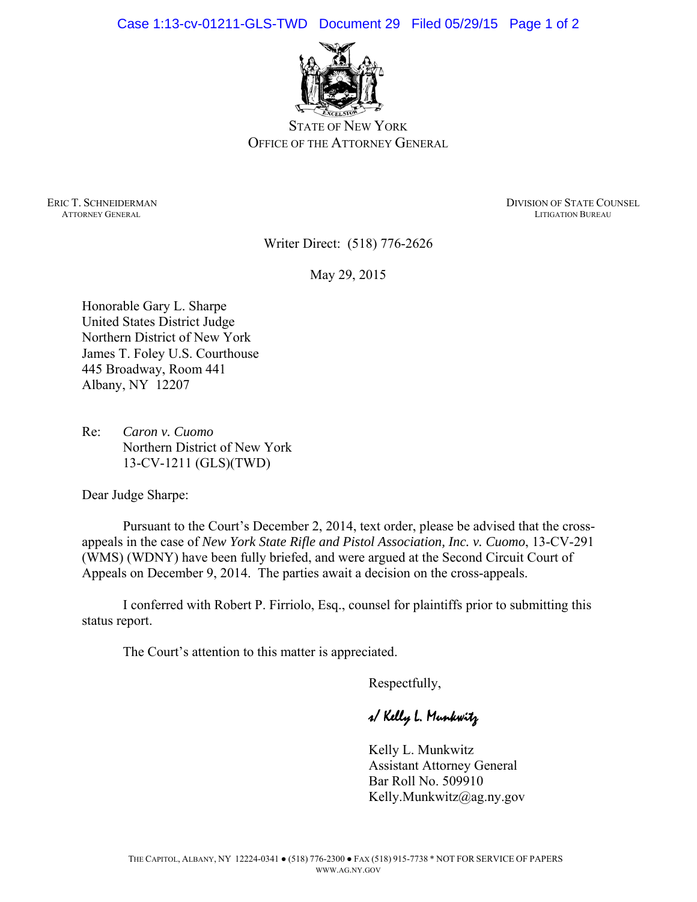STATE OF NEW YORK
OFFICE OF THE ATTORNEY GENERAL

ERIC T. SCHNEIDERMAN
ATTORNEY GENERAL

DIVISION OF STATE COUNSEL
LITIGATION BUREAU

Writer Direct: (518) 776-2626

May 29, 2015

Honorable Gary L. Sharpe
United States District Judge
Northern District of New York
James T. Foley U.S. Courthouse
445 Broadway, Room 441
Albany, NY 12207

Re: *Caron v. Cuomo*
Northern District of New York
13-CV-1211 (GLS)(TWD)

Dear Judge Sharpe:

Pursuant to the Court's December 2, 2014, text order, please be advised that the cross-appeals in the case of *New York State Rifle and Pistol Association, Inc. v. Cuomo*, 13-CV-291 (WMS) (WDNY) have been fully briefed, and were argued at the Second Circuit Court of Appeals on December 9, 2014. The parties await a decision on the cross-appeals.

I conferred with Robert P. Firriolo, Esq., counsel for plaintiffs prior to submitting this status report.

The Court's attention to this matter is appreciated.

Respectfully,

s/ Kelly L. Munkwitz

Kelly L. Munkwitz
Assistant Attorney General
Bar Roll No. 509910
Kelly.Munkwitz@ag.ny.gov

THE CAPITOL, ALBANY, NY 12224-0341 ● (518) 776-2300 ● FAX (518) 915-7738 * NOT FOR SERVICE OF PAPERS
WWW.AG.NY.GOV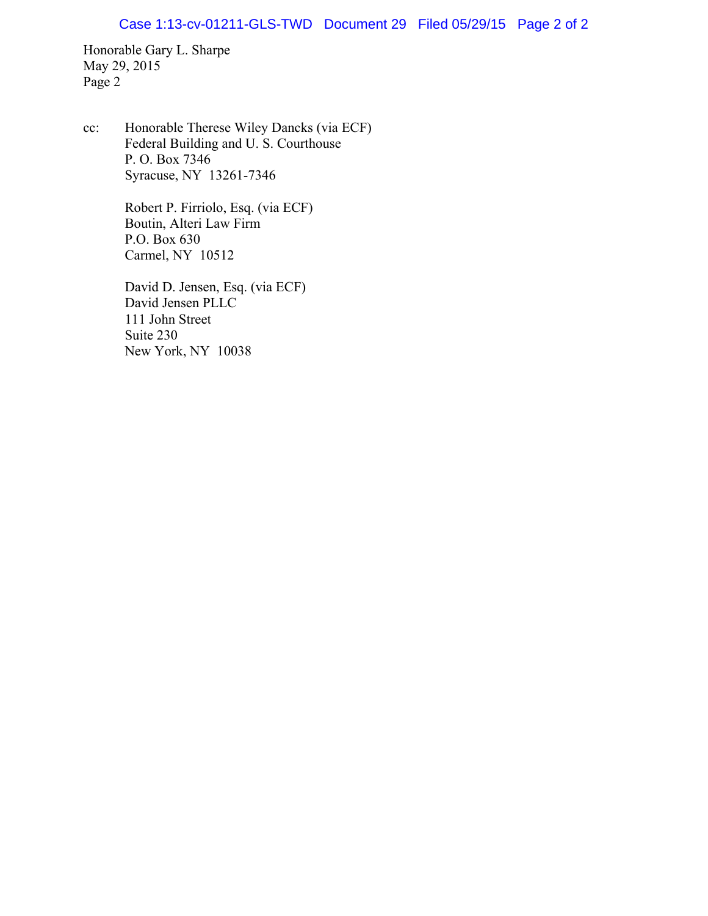Honorable Gary L. Sharpe
May 29, 2015
Page 2

cc: Honorable Therese Wiley Dancks (via ECF)
Federal Building and U. S. Courthouse
P. O. Box 7346
Syracuse, NY 13261-7346

Robert P. Firriolo, Esq. (via ECF)
Boutin, Alteri Law Firm
P.O. Box 630
Carmel, NY 10512

David D. Jensen, Esq. (via ECF)
David Jensen PLLC
111 John Street
Suite 230
New York, NY 10038